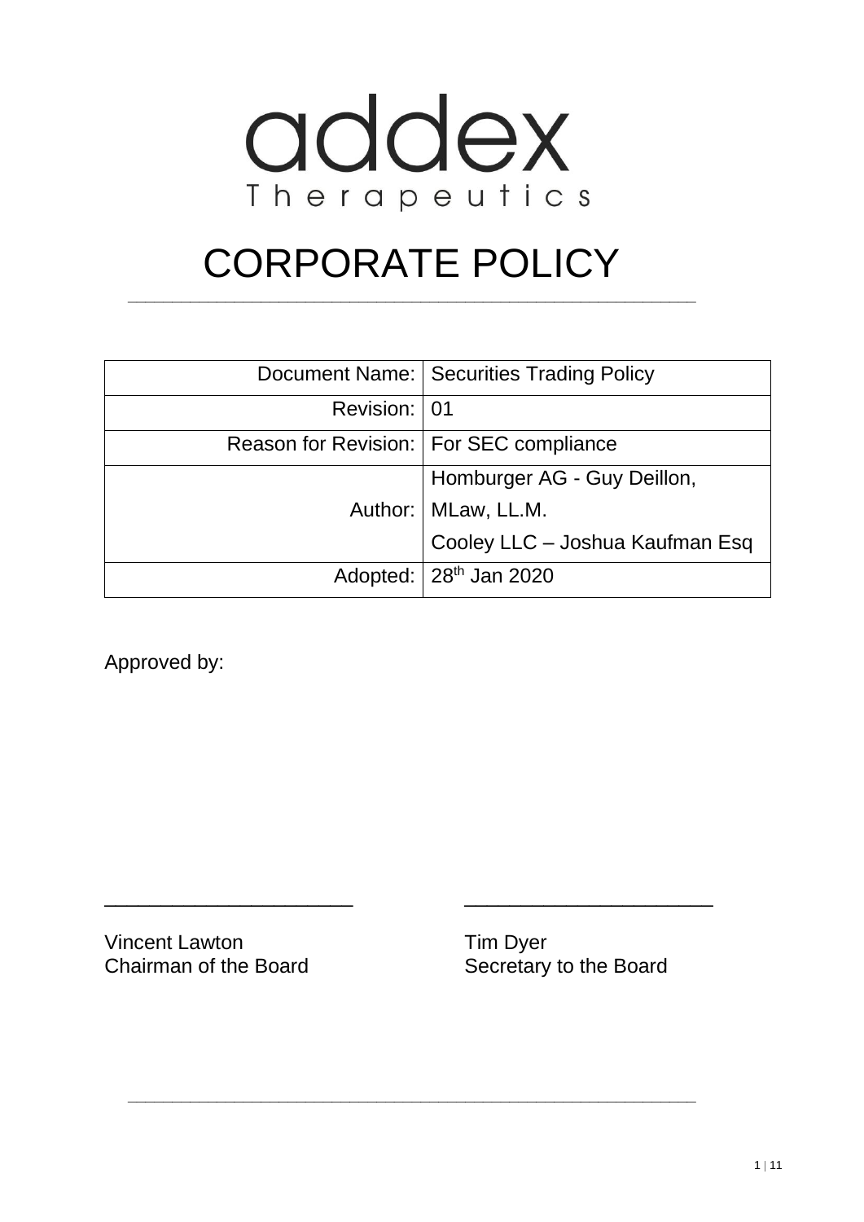addex
Therapeutics

# CORPORATE POLICY

| | |
|---|---|
| Document Name: | Securities Trading Policy |
| Revision: | 01 |
| Reason for Revision: | For SEC compliance |
| Author: | Homburger AG - Guy Deillon, MLaw, LL.M. Cooley LLC – Joshua Kaufman Esq |
| Adopted: | 28th Jan 2020 |

Approved by:

\_\_\_\_\_\_\_\_\_\_\_\_\_\_\_\_\_\_\_\_\_\_ \_\_\_\_\_\_\_\_\_\_\_\_\_\_\_\_\_\_\_\_\_\_

Vincent Lawton
Chairman of the Board

Tim Dyer
Secretary to the Board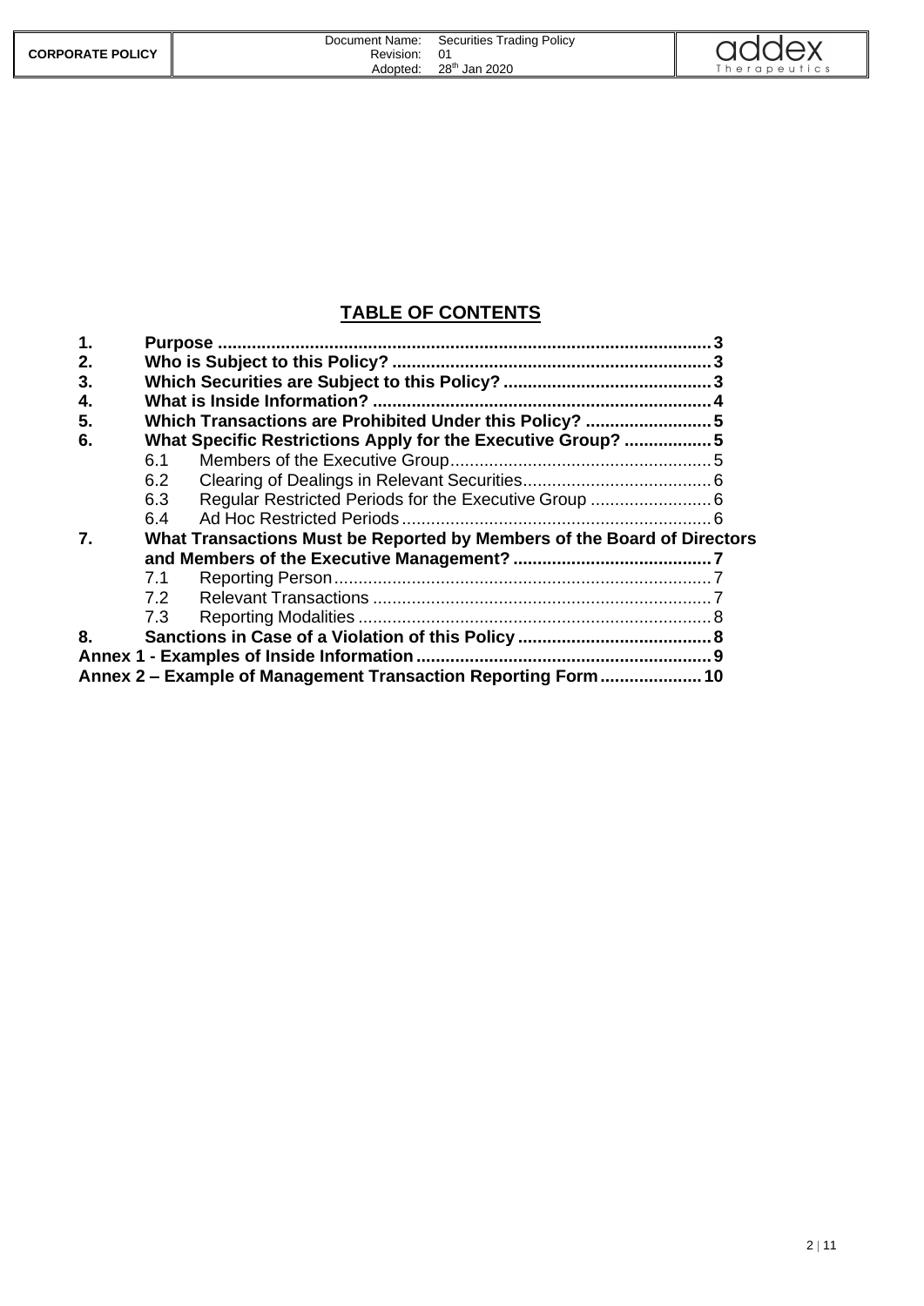# TABLE OF CONTENTS

1. **Purpose** .......... 3
2. **Who is Subject to this Policy?** .......... 3
3. **Which Securities are Subject to this Policy?** .......... 3
4. **What is Inside Information?** .......... 4
5. **Which Transactions are Prohibited Under this Policy?** .......... 5
6. **What Specific Restrictions Apply for the Executive Group?** .......... 5
   - 6.1 Members of the Executive Group .......... 5
   - 6.2 Clearing of Dealings in Relevant Securities .......... 6
   - 6.3 Regular Restricted Periods for the Executive Group .......... 6
   - 6.4 Ad Hoc Restricted Periods .......... 6
7. **What Transactions Must be Reported by Members of the Board of Directors and Members of the Executive Management?** .......... 7
   - 7.1 Reporting Person .......... 7
   - 7.2 Relevant Transactions .......... 7
   - 7.3 Reporting Modalities .......... 8
8. **Sanctions in Case of a Violation of this Policy** .......... 8

**Annex 1 - Examples of Inside Information** .......... 9

**Annex 2 – Example of Management Transaction Reporting Form** .......... 10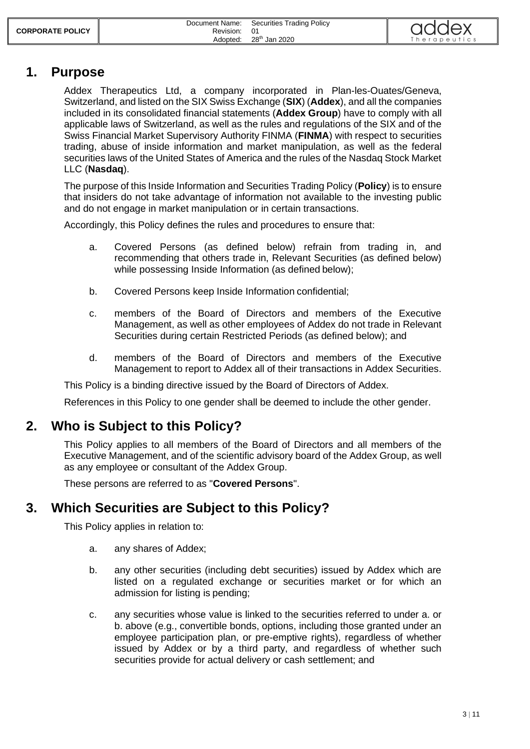# 1. Purpose

Addex Therapeutics Ltd, a company incorporated in Plan-les-Ouates/Geneva, Switzerland, and listed on the SIX Swiss Exchange (**SIX**) (**Addex**), and all the companies included in its consolidated financial statements (**Addex Group**) have to comply with all applicable laws of Switzerland, as well as the rules and regulations of the SIX and of the Swiss Financial Market Supervisory Authority FINMA (**FINMA**) with respect to securities trading, abuse of inside information and market manipulation, as well as the federal securities laws of the United States of America and the rules of the Nasdaq Stock Market LLC (**Nasdaq**).

The purpose of this Inside Information and Securities Trading Policy (**Policy**) is to ensure that insiders do not take advantage of information not available to the investing public and do not engage in market manipulation or in certain transactions.

Accordingly, this Policy defines the rules and procedures to ensure that:

a. Covered Persons (as defined below) refrain from trading in, and recommending that others trade in, Relevant Securities (as defined below) while possessing Inside Information (as defined below);

b. Covered Persons keep Inside Information confidential;

c. members of the Board of Directors and members of the Executive Management, as well as other employees of Addex do not trade in Relevant Securities during certain Restricted Periods (as defined below); and

d. members of the Board of Directors and members of the Executive Management to report to Addex all of their transactions in Addex Securities.

This Policy is a binding directive issued by the Board of Directors of Addex.

References in this Policy to one gender shall be deemed to include the other gender.

# 2. Who is Subject to this Policy?

This Policy applies to all members of the Board of Directors and all members of the Executive Management, and of the scientific advisory board of the Addex Group, as well as any employee or consultant of the Addex Group.

These persons are referred to as "**Covered Persons**".

# 3. Which Securities are Subject to this Policy?

This Policy applies in relation to:

a. any shares of Addex;

b. any other securities (including debt securities) issued by Addex which are listed on a regulated exchange or securities market or for which an admission for listing is pending;

c. any securities whose value is linked to the securities referred to under a. or b. above (e.g., convertible bonds, options, including those granted under an employee participation plan, or pre-emptive rights), regardless of whether issued by Addex or by a third party, and regardless of whether such securities provide for actual delivery or cash settlement; and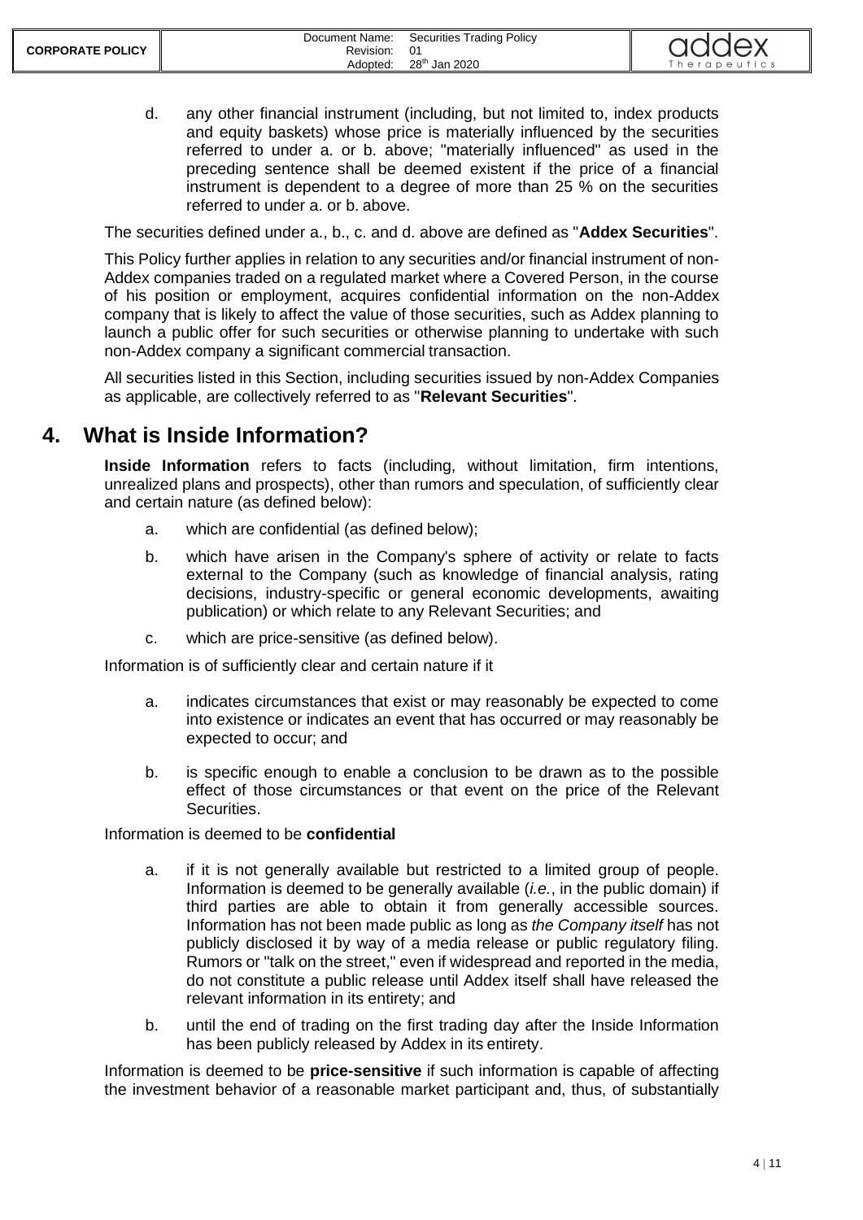d. any other financial instrument (including, but not limited to, index products and equity baskets) whose price is materially influenced by the securities referred to under a. or b. above; "materially influenced" as used in the preceding sentence shall be deemed existent if the price of a financial instrument is dependent to a degree of more than 25 % on the securities referred to under a. or b. above.

The securities defined under a., b., c. and d. above are defined as "**Addex Securities**".

This Policy further applies in relation to any securities and/or financial instrument of non-Addex companies traded on a regulated market where a Covered Person, in the course of his position or employment, acquires confidential information on the non-Addex company that is likely to affect the value of those securities, such as Addex planning to launch a public offer for such securities or otherwise planning to undertake with such non-Addex company a significant commercial transaction.

All securities listed in this Section, including securities issued by non-Addex Companies as applicable, are collectively referred to as "**Relevant Securities**".

# 4. What is Inside Information?

**Inside Information** refers to facts (including, without limitation, firm intentions, unrealized plans and prospects), other than rumors and speculation, of sufficiently clear and certain nature (as defined below):

a. which are confidential (as defined below);

b. which have arisen in the Company's sphere of activity or relate to facts external to the Company (such as knowledge of financial analysis, rating decisions, industry-specific or general economic developments, awaiting publication) or which relate to any Relevant Securities; and

c. which are price-sensitive (as defined below).

Information is of sufficiently clear and certain nature if it

a. indicates circumstances that exist or may reasonably be expected to come into existence or indicates an event that has occurred or may reasonably be expected to occur; and

b. is specific enough to enable a conclusion to be drawn as to the possible effect of those circumstances or that event on the price of the Relevant Securities.

Information is deemed to be **confidential**

a. if it is not generally available but restricted to a limited group of people. Information is deemed to be generally available (*i.e.*, in the public domain) if third parties are able to obtain it from generally accessible sources. Information has not been made public as long as *the Company itself* has not publicly disclosed it by way of a media release or public regulatory filing. Rumors or "talk on the street," even if widespread and reported in the media, do not constitute a public release until Addex itself shall have released the relevant information in its entirety; and

b. until the end of trading on the first trading day after the Inside Information has been publicly released by Addex in its entirety.

Information is deemed to be **price-sensitive** if such information is capable of affecting the investment behavior of a reasonable market participant and, thus, of substantially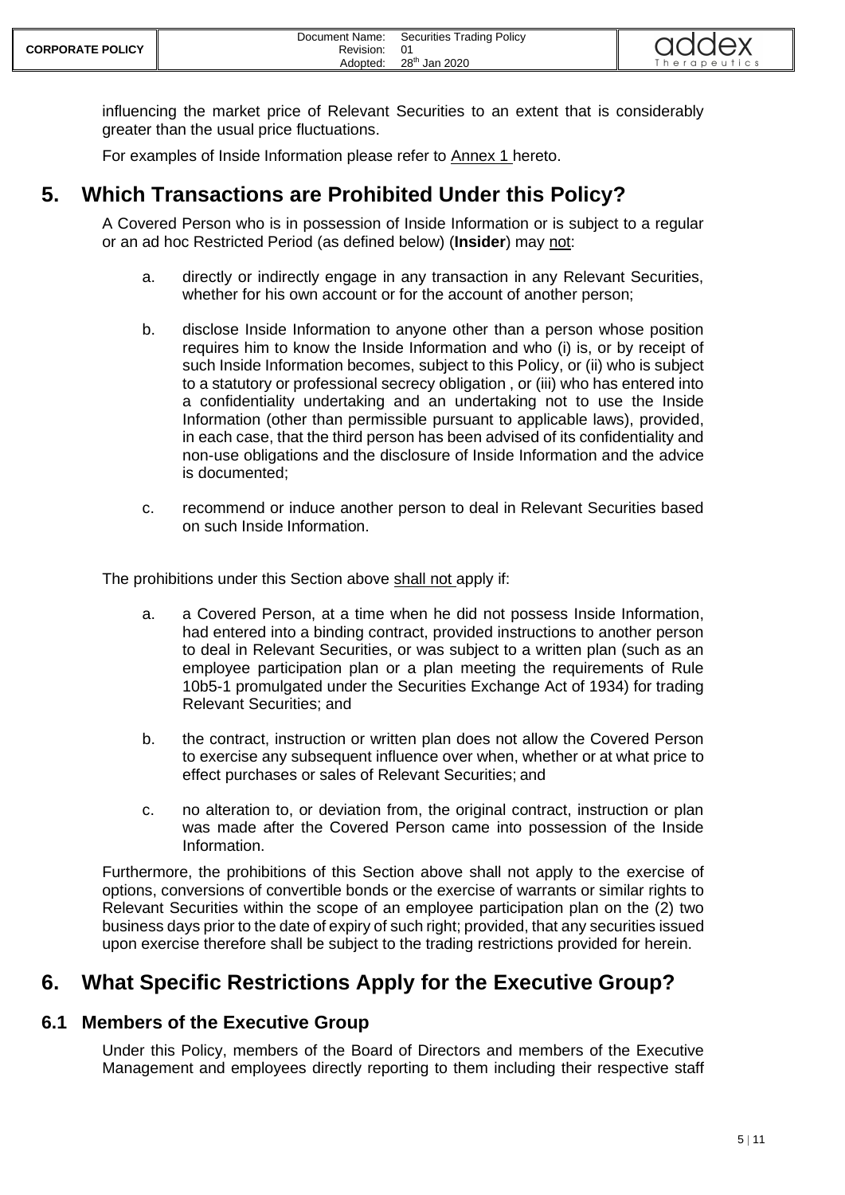influencing the market price of Relevant Securities to an extent that is considerably greater than the usual price fluctuations.

For examples of Inside Information please refer to Annex 1 hereto.

# 5. Which Transactions are Prohibited Under this Policy?

A Covered Person who is in possession of Inside Information or is subject to a regular or an ad hoc Restricted Period (as defined below) (**Insider**) may not:

a. directly or indirectly engage in any transaction in any Relevant Securities, whether for his own account or for the account of another person;

b. disclose Inside Information to anyone other than a person whose position requires him to know the Inside Information and who (i) is, or by receipt of such Inside Information becomes, subject to this Policy, or (ii) who is subject to a statutory or professional secrecy obligation , or (iii) who has entered into a confidentiality undertaking and an undertaking not to use the Inside Information (other than permissible pursuant to applicable laws), provided, in each case, that the third person has been advised of its confidentiality and non-use obligations and the disclosure of Inside Information and the advice is documented;

c. recommend or induce another person to deal in Relevant Securities based on such Inside Information.

The prohibitions under this Section above shall not apply if:

a. a Covered Person, at a time when he did not possess Inside Information, had entered into a binding contract, provided instructions to another person to deal in Relevant Securities, or was subject to a written plan (such as an employee participation plan or a plan meeting the requirements of Rule 10b5-1 promulgated under the Securities Exchange Act of 1934) for trading Relevant Securities; and

b. the contract, instruction or written plan does not allow the Covered Person to exercise any subsequent influence over when, whether or at what price to effect purchases or sales of Relevant Securities; and

c. no alteration to, or deviation from, the original contract, instruction or plan was made after the Covered Person came into possession of the Inside Information.

Furthermore, the prohibitions of this Section above shall not apply to the exercise of options, conversions of convertible bonds or the exercise of warrants or similar rights to Relevant Securities within the scope of an employee participation plan on the (2) two business days prior to the date of expiry of such right; provided, that any securities issued upon exercise therefore shall be subject to the trading restrictions provided for herein.

# 6. What Specific Restrictions Apply for the Executive Group?

## 6.1 Members of the Executive Group

Under this Policy, members of the Board of Directors and members of the Executive Management and employees directly reporting to them including their respective staff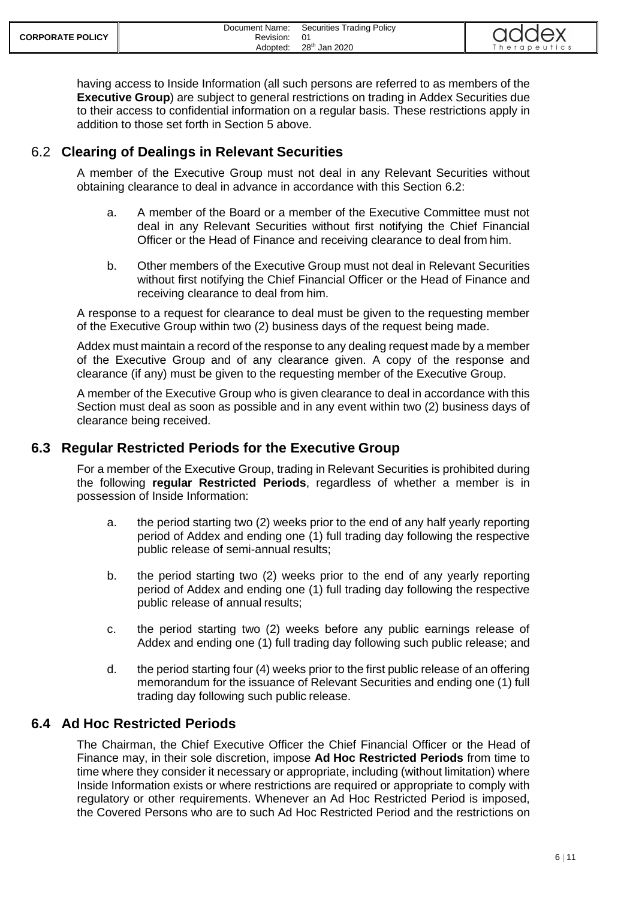having access to Inside Information (all such persons are referred to as members of the **Executive Group**) are subject to general restrictions on trading in Addex Securities due to their access to confidential information on a regular basis. These restrictions apply in addition to those set forth in Section 5 above.

## 6.2 Clearing of Dealings in Relevant Securities

A member of the Executive Group must not deal in any Relevant Securities without obtaining clearance to deal in advance in accordance with this Section 6.2:

a. A member of the Board or a member of the Executive Committee must not deal in any Relevant Securities without first notifying the Chief Financial Officer or the Head of Finance and receiving clearance to deal from him.

b. Other members of the Executive Group must not deal in Relevant Securities without first notifying the Chief Financial Officer or the Head of Finance and receiving clearance to deal from him.

A response to a request for clearance to deal must be given to the requesting member of the Executive Group within two (2) business days of the request being made.

Addex must maintain a record of the response to any dealing request made by a member of the Executive Group and of any clearance given. A copy of the response and clearance (if any) must be given to the requesting member of the Executive Group.

A member of the Executive Group who is given clearance to deal in accordance with this Section must deal as soon as possible and in any event within two (2) business days of clearance being received.

## 6.3 Regular Restricted Periods for the Executive Group

For a member of the Executive Group, trading in Relevant Securities is prohibited during the following **regular Restricted Periods**, regardless of whether a member is in possession of Inside Information:

a. the period starting two (2) weeks prior to the end of any half yearly reporting period of Addex and ending one (1) full trading day following the respective public release of semi-annual results;

b. the period starting two (2) weeks prior to the end of any yearly reporting period of Addex and ending one (1) full trading day following the respective public release of annual results;

c. the period starting two (2) weeks before any public earnings release of Addex and ending one (1) full trading day following such public release; and

d. the period starting four (4) weeks prior to the first public release of an offering memorandum for the issuance of Relevant Securities and ending one (1) full trading day following such public release.

## 6.4 Ad Hoc Restricted Periods

The Chairman, the Chief Executive Officer the Chief Financial Officer or the Head of Finance may, in their sole discretion, impose **Ad Hoc Restricted Periods** from time to time where they consider it necessary or appropriate, including (without limitation) where Inside Information exists or where restrictions are required or appropriate to comply with regulatory or other requirements. Whenever an Ad Hoc Restricted Period is imposed, the Covered Persons who are to such Ad Hoc Restricted Period and the restrictions on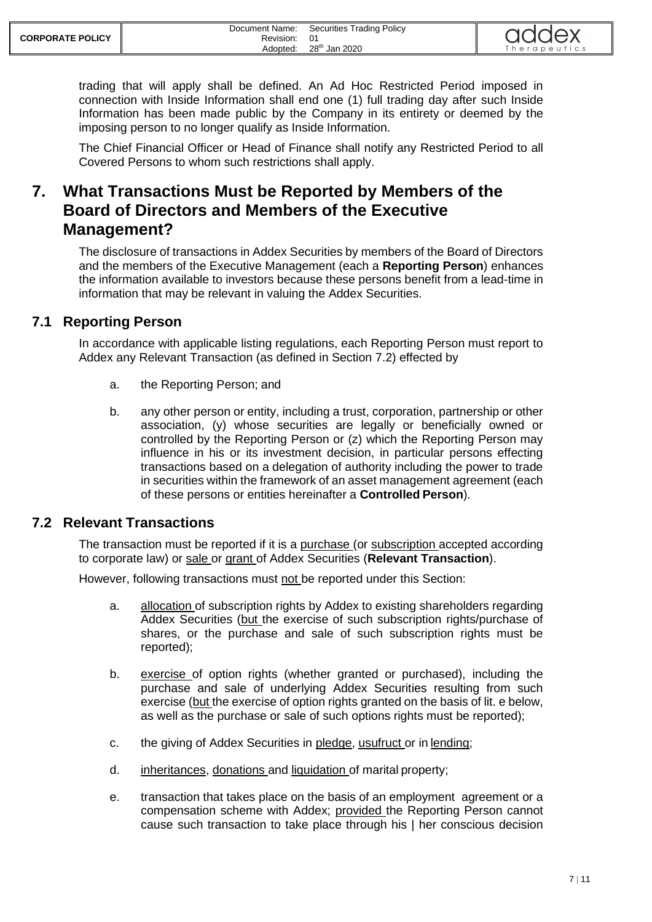trading that will apply shall be defined. An Ad Hoc Restricted Period imposed in connection with Inside Information shall end one (1) full trading day after such Inside Information has been made public by the Company in its entirety or deemed by the imposing person to no longer qualify as Inside Information.

The Chief Financial Officer or Head of Finance shall notify any Restricted Period to all Covered Persons to whom such restrictions shall apply.

# 7. What Transactions Must be Reported by Members of the Board of Directors and Members of the Executive Management?

The disclosure of transactions in Addex Securities by members of the Board of Directors and the members of the Executive Management (each a **Reporting Person**) enhances the information available to investors because these persons benefit from a lead-time in information that may be relevant in valuing the Addex Securities.

## 7.1 Reporting Person

In accordance with applicable listing regulations, each Reporting Person must report to Addex any Relevant Transaction (as defined in Section 7.2) effected by

a. the Reporting Person; and

b. any other person or entity, including a trust, corporation, partnership or other association, (y) whose securities are legally or beneficially owned or controlled by the Reporting Person or (z) which the Reporting Person may influence in his or its investment decision, in particular persons effecting transactions based on a delegation of authority including the power to trade in securities within the framework of an asset management agreement (each of these persons or entities hereinafter a **Controlled Person**).

## 7.2 Relevant Transactions

The transaction must be reported if it is a <u>purchase</u> (or <u>subscription</u> accepted according to corporate law) or <u>sale</u> or <u>grant</u> of Addex Securities (**Relevant Transaction**).

However, following transactions must <u>not</u> be reported under this Section:

a. <u>allocation</u> of subscription rights by Addex to existing shareholders regarding Addex Securities (<u>but</u> the exercise of such subscription rights/purchase of shares, or the purchase and sale of such subscription rights must be reported);

b. <u>exercise</u> of option rights (whether granted or purchased), including the purchase and sale of underlying Addex Securities resulting from such exercise (<u>but</u> the exercise of option rights granted on the basis of lit. e below, as well as the purchase or sale of such options rights must be reported);

c. the giving of Addex Securities in <u>pledge</u>, <u>usufruct</u> or in <u>lending</u>;

d. <u>inheritances</u>, <u>donations</u> and <u>liquidation</u> of marital property;

e. transaction that takes place on the basis of an employment agreement or a compensation scheme with Addex; <u>provided</u> the Reporting Person cannot cause such transaction to take place through his | her conscious decision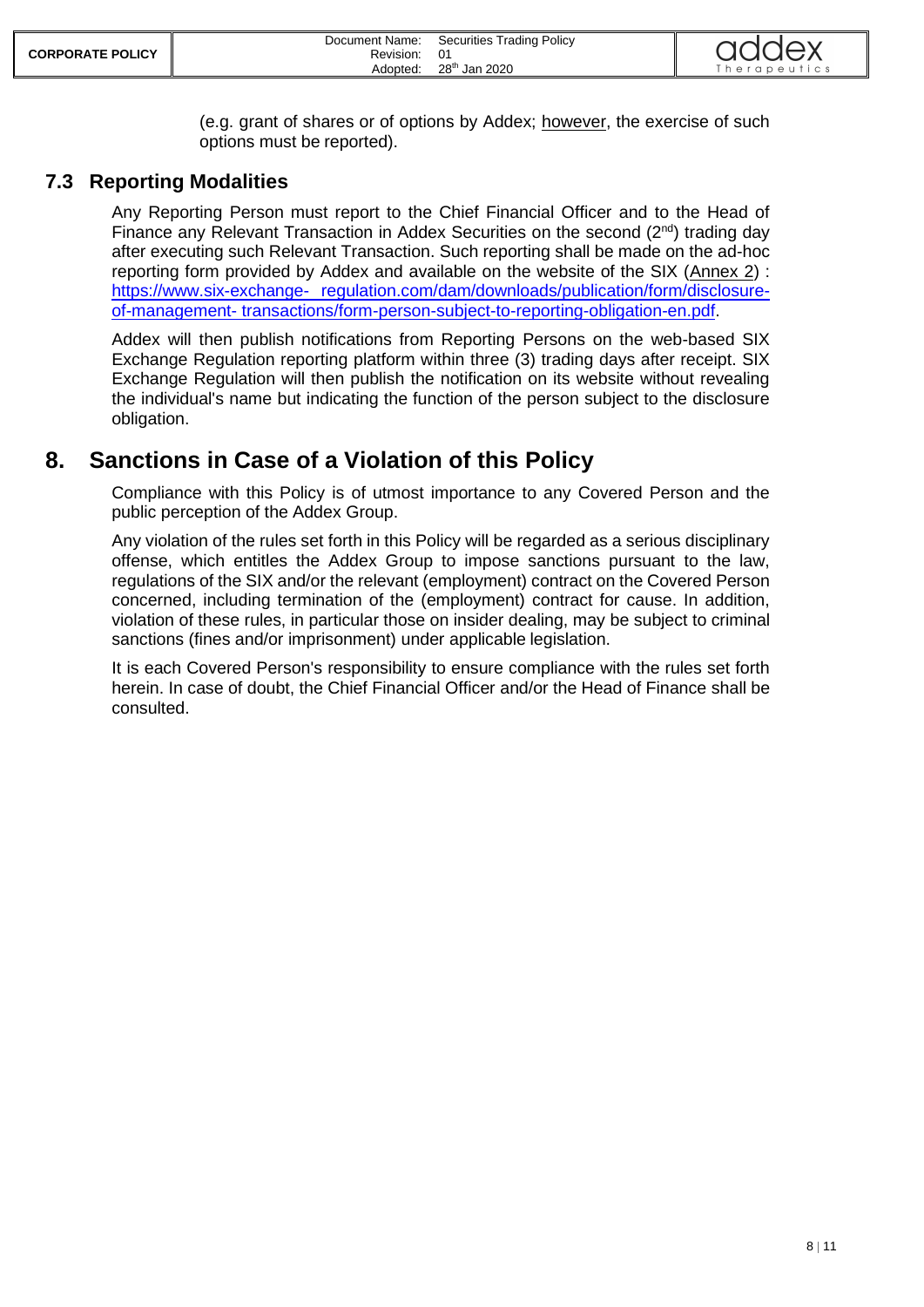(e.g. grant of shares or of options by Addex; however, the exercise of such options must be reported).

### 7.3 Reporting Modalities

Any Reporting Person must report to the Chief Financial Officer and to the Head of Finance any Relevant Transaction in Addex Securities on the second (2nd) trading day after executing such Relevant Transaction. Such reporting shall be made on the ad-hoc reporting form provided by Addex and available on the website of the SIX (Annex 2) : https://www.six-exchange- regulation.com/dam/downloads/publication/form/disclosure-of-management- transactions/form-person-subject-to-reporting-obligation-en.pdf.

Addex will then publish notifications from Reporting Persons on the web-based SIX Exchange Regulation reporting platform within three (3) trading days after receipt. SIX Exchange Regulation will then publish the notification on its website without revealing the individual's name but indicating the function of the person subject to the disclosure obligation.

## 8. Sanctions in Case of a Violation of this Policy

Compliance with this Policy is of utmost importance to any Covered Person and the public perception of the Addex Group.

Any violation of the rules set forth in this Policy will be regarded as a serious disciplinary offense, which entitles the Addex Group to impose sanctions pursuant to the law, regulations of the SIX and/or the relevant (employment) contract on the Covered Person concerned, including termination of the (employment) contract for cause. In addition, violation of these rules, in particular those on insider dealing, may be subject to criminal sanctions (fines and/or imprisonment) under applicable legislation.

It is each Covered Person's responsibility to ensure compliance with the rules set forth herein. In case of doubt, the Chief Financial Officer and/or the Head of Finance shall be consulted.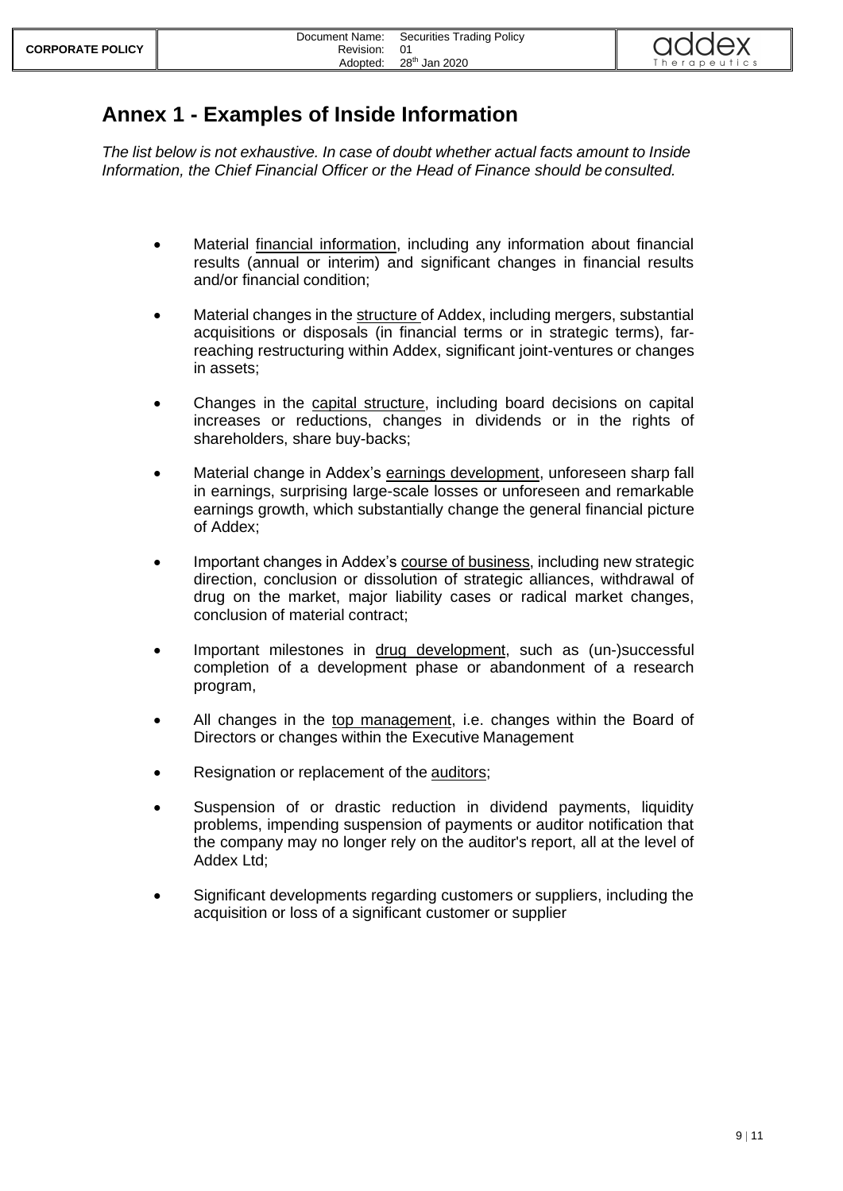# Annex 1 - Examples of Inside Information

*The list below is not exhaustive. In case of doubt whether actual facts amount to Inside Information, the Chief Financial Officer or the Head of Finance should be consulted.*

- Material <u>financial information</u>, including any information about financial results (annual or interim) and significant changes in financial results and/or financial condition;
- Material changes in the <u>structure</u> of Addex, including mergers, substantial acquisitions or disposals (in financial terms or in strategic terms), far-reaching restructuring within Addex, significant joint-ventures or changes in assets;
- Changes in the <u>capital structure</u>, including board decisions on capital increases or reductions, changes in dividends or in the rights of shareholders, share buy-backs;
- Material change in Addex's <u>earnings development</u>, unforeseen sharp fall in earnings, surprising large-scale losses or unforeseen and remarkable earnings growth, which substantially change the general financial picture of Addex;
- Important changes in Addex's <u>course of business</u>, including new strategic direction, conclusion or dissolution of strategic alliances, withdrawal of drug on the market, major liability cases or radical market changes, conclusion of material contract;
- Important milestones in <u>drug development</u>, such as (un-)successful completion of a development phase or abandonment of a research program,
- All changes in the <u>top management</u>, i.e. changes within the Board of Directors or changes within the Executive Management
- Resignation or replacement of the <u>auditors</u>;
- Suspension of or drastic reduction in dividend payments, liquidity problems, impending suspension of payments or auditor notification that the company may no longer rely on the auditor's report, all at the level of Addex Ltd;
- Significant developments regarding customers or suppliers, including the acquisition or loss of a significant customer or supplier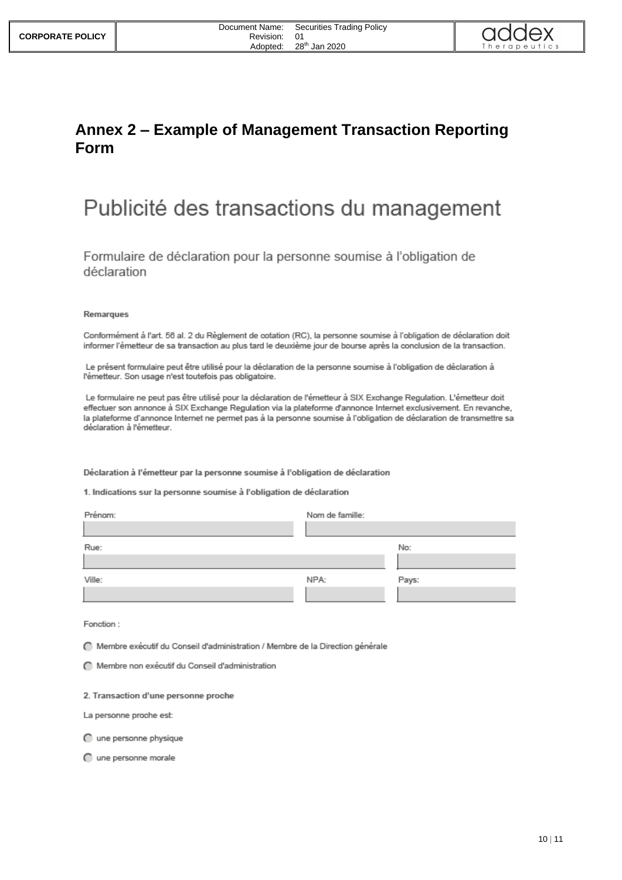# Annex 2 – Example of Management Transaction Reporting Form

## Publicité des transactions du management

### Formulaire de déclaration pour la personne soumise à l'obligation de déclaration

**Remarques**

Conformément à l'art. 56 al. 2 du Règlement de cotation (RC), la personne soumise à l'obligation de déclaration doit informer l'émetteur de sa transaction au plus tard le deuxième jour de bourse après la conclusion de la transaction.

Le présent formulaire peut être utilisé pour la déclaration de la personne soumise à l'obligation de déclaration à l'émetteur. Son usage n'est toutefois pas obligatoire.

Le formulaire ne peut pas être utilisé pour la déclaration de l'émetteur à SIX Exchange Regulation. L'émetteur doit effectuer son annonce à SIX Exchange Regulation via la plateforme d'annonce Internet exclusivement. En revanche, la plateforme d'annonce Internet ne permet pas à la personne soumise à l'obligation de déclaration de transmettre sa déclaration à l'émetteur.

**Déclaration à l'émetteur par la personne soumise à l'obligation de déclaration**

**1. Indications sur la personne soumise à l'obligation de déclaration**

Prénom: ____________________ Nom de famille: ____________________

Rue: ____________________ No: __________

Ville: ____________________ NPA: __________ Pays: __________

Fonction :

- ○ Membre exécutif du Conseil d'administration / Membre de la Direction générale
- ○ Membre non exécutif du Conseil d'administration

**2. Transaction d'une personne proche**

La personne proche est:

- ○ une personne physique
- ○ une personne morale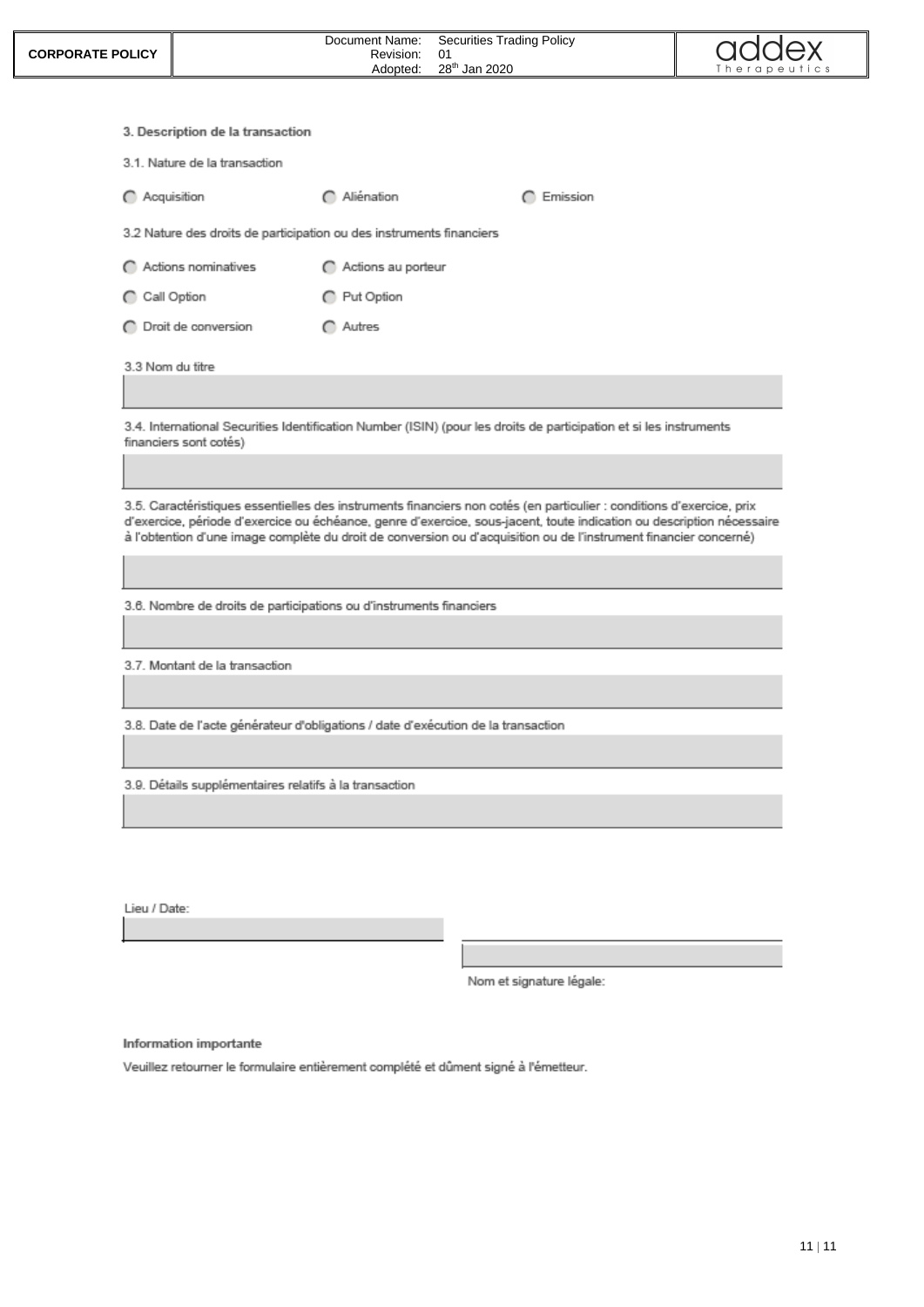### 3. Description de la transaction

3.1. Nature de la transaction

- ◯ Acquisition
- ◯ Aliénation
- ◯ Emission

3.2 Nature des droits de participation ou des instruments financiers

- ◯ Actions nominatives
- ◯ Actions au porteur
- ◯ Call Option
- ◯ Put Option
- ◯ Droit de conversion
- ◯ Autres

3.3 Nom du titre

3.4. International Securities Identification Number (ISIN) (pour les droits de participation et si les instruments financiers sont cotés)

3.5. Caractéristiques essentielles des instruments financiers non cotés (en particulier : conditions d'exercice, prix d'exercice, période d'exercice ou échéance, genre d'exercice, sous-jacent, toute indication ou description nécessaire à l'obtention d'une image complète du droit de conversion ou d'acquisition ou de l'instrument financier concerné)

3.6. Nombre de droits de participations ou d'instruments financiers

3.7. Montant de la transaction

3.8. Date de l'acte générateur d'obligations / date d'exécution de la transaction

3.9. Détails supplémentaires relatifs à la transaction

Lieu / Date:

Nom et signature légale:

**Information importante**

Veuillez retourner le formulaire entièrement complété et dûment signé à l'émetteur.